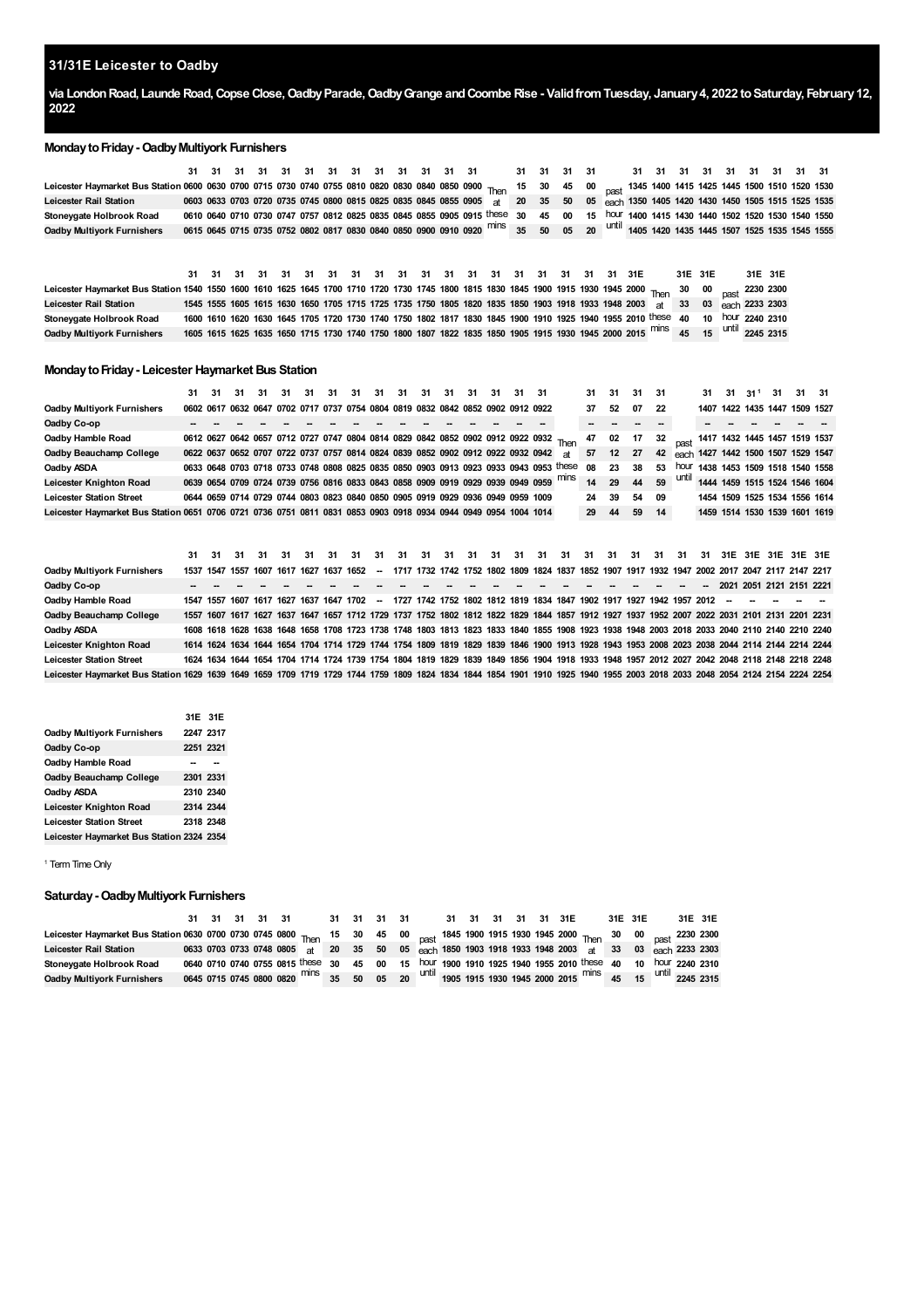## 31/31E Leicester to Oadby

**via London Road, Launde Road, Copse Close, Oadby Parade, Oadby Grange and Coombe Rise - Valid from Tuesday, January 4, 2022 to Saturday, February 12, 2022**

### Monday to Friday - Oadby Multiyork Furnishers

| | 31 | 31 | 31 | 31 | 31 | 31 | 31 | 31 | 31 | 31 | 31 | 31 | 31 | | 31 | 31 | 31 | 31 | | 31 | 31 | 31 | 31 | 31 | 31 | 31 | 31 | 31 |
|---|---|---|---|---|---|---|---|---|---|---|---|---|---|---|---|---|---|---|---|---|---|---|---|---|---|---|---|---|
| Leicester Haymarket Bus Station | 0600 | 0630 | 0700 | 0715 | 0730 | 0740 | 0755 | 0810 | 0820 | 0830 | 0840 | 0850 | 0900 | Then | 15 | 30 | 45 | 00 | past | 1345 | 1400 | 1415 | 1425 | 1445 | 1500 | 1510 | 1520 | 1530 |
| Leicester Rail Station | 0603 | 0633 | 0703 | 0720 | 0735 | 0745 | 0800 | 0815 | 0825 | 0835 | 0845 | 0855 | 0905 | at | 20 | 35 | 50 | 05 | each | 1350 | 1405 | 1420 | 1430 | 1450 | 1505 | 1515 | 1525 | 1535 |
| Stoneygate Holbrook Road | 0610 | 0640 | 0710 | 0730 | 0747 | 0757 | 0812 | 0825 | 0835 | 0845 | 0855 | 0905 | 0915 | these | 30 | 45 | 00 | 15 | hour | 1400 | 1415 | 1430 | 1440 | 1502 | 1520 | 1530 | 1540 | 1550 |
| Oadby Multiyork Furnishers | 0615 | 0645 | 0715 | 0735 | 0752 | 0802 | 0817 | 0830 | 0840 | 0850 | 0900 | 0910 | 0920 | mins | 35 | 50 | 05 | 20 | until | 1405 | 1420 | 1435 | 1445 | 1507 | 1525 | 1535 | 1545 | 1555 |

| | 31 | 31 | 31 | 31 | 31 | 31 | 31 | 31 | 31 | 31 | 31 | 31 | 31 | 31 | 31 | 31 | 31 | 31 | 31 | 31 | 31E | | 31E | 31E | | 31E | 31E |
|---|---|---|---|---|---|---|---|---|---|---|---|---|---|---|---|---|---|---|---|---|---|---|---|---|---|---|---|
| Leicester Haymarket Bus Station | 1540 | 1550 | 1600 | 1610 | 1625 | 1645 | 1700 | 1710 | 1720 | 1730 | 1745 | 1800 | 1815 | 1830 | 1845 | 1900 | 1915 | 1930 | 1945 | 2000 | Then | 30 | 00 | past | 2230 | 2300 |
| Leicester Rail Station | 1545 | 1555 | 1605 | 1615 | 1630 | 1650 | 1705 | 1715 | 1725 | 1735 | 1750 | 1805 | 1820 | 1835 | 1850 | 1903 | 1918 | 1933 | 1948 | 2003 | at | 33 | 03 | each | 2233 | 2303 |
| Stoneygate Holbrook Road | 1600 | 1610 | 1620 | 1630 | 1645 | 1705 | 1720 | 1730 | 1740 | 1750 | 1802 | 1817 | 1830 | 1845 | 1900 | 1910 | 1925 | 1940 | 1955 | 2010 | these | 40 | 10 | hour | 2240 | 2310 |
| Oadby Multiyork Furnishers | 1605 | 1615 | 1625 | 1635 | 1650 | 1715 | 1730 | 1740 | 1750 | 1800 | 1807 | 1822 | 1835 | 1850 | 1905 | 1915 | 1930 | 1945 | 2000 | 2015 | mins | 45 | 15 | until | 2245 | 2315 |

### Monday to Friday - Leicester Haymarket Bus Station

| | 31 | 31 | 31 | 31 | 31 | 31 | 31 | 31 | 31 | 31 | 31 | 31 | 31 | 31 | 31 | 31 | | 31 | 31 | 31 | 31 | | 31 | 31 | 31[1] | 31 | 31 | 31 |
|---|---|---|---|---|---|---|---|---|---|---|---|---|---|---|---|---|---|---|---|---|---|---|---|---|---|---|---|---|
| Oadby Multiyork Furnishers | | 0602 | 0617 | 0632 | 0647 | 0702 | 0717 | 0737 | 0754 | 0804 | 0819 | 0832 | 0842 | 0852 | 0902 | 0912 | 0922 | Then | 37 | 52 | 07 | 22 | past | 1407 | 1422 | 1435 | 1447 | 1509 | 1527 |
| Oadby Co-op | -- | -- | -- | -- | -- | -- | -- | -- | -- | -- | -- | -- | -- | -- | -- | -- | at | -- | -- | -- | -- | each | -- | -- | -- | -- | -- | -- |
| Oadby Hamble Road | | 0612 | 0627 | 0642 | 0657 | 0712 | 0727 | 0747 | 0804 | 0814 | 0829 | 0842 | 0852 | 0902 | 0912 | 0922 | 0932 | these | 47 | 02 | 17 | 32 | hour | 1417 | 1432 | 1445 | 1457 | 1519 | 1537 |
| Oadby Beauchamp College | | 0622 | 0637 | 0652 | 0707 | 0722 | 0737 | 0757 | 0814 | 0824 | 0839 | 0852 | 0902 | 0912 | 0922 | 0932 | 0942 | mins | 57 | 12 | 27 | 42 | until | 1427 | 1442 | 1500 | 1507 | 1529 | 1547 |
| Oadby ASDA | | 0633 | 0648 | 0703 | 0718 | 0733 | 0748 | 0808 | 0825 | 0835 | 0850 | 0903 | 0913 | 0923 | 0933 | 0943 | 0953 | | 08 | 23 | 38 | 53 | | 1438 | 1453 | 1509 | 1518 | 1540 | 1558 |
| Leicester Knighton Road | | 0639 | 0654 | 0709 | 0724 | 0739 | 0756 | 0816 | 0833 | 0843 | 0858 | 0909 | 0919 | 0929 | 0939 | 0949 | 0959 | | 14 | 29 | 44 | 59 | | 1444 | 1459 | 1515 | 1524 | 1546 | 1604 |
| Leicester Station Street | | 0644 | 0659 | 0714 | 0729 | 0744 | 0803 | 0823 | 0840 | 0850 | 0905 | 0919 | 0929 | 0936 | 0949 | 0959 | 1009 | | 24 | 39 | 54 | 09 | | 1454 | 1509 | 1525 | 1534 | 1556 | 1614 |
| Leicester Haymarket Bus Station | 0651 | 0706 | 0721 | 0736 | 0751 | 0811 | 0831 | 0853 | 0903 | 0918 | 0934 | 0944 | 0949 | 0954 | 1004 | 1014 | | | 29 | 44 | 59 | 14 | | 1459 | 1514 | 1530 | 1539 | 1601 | 1619 |

| | 31 | 31 | 31 | 31 | 31 | 31 | 31 | 31 | 31 | 31 | 31 | 31 | 31 | 31 | 31 | 31 | 31 | 31 | 31 | 31 | 31 | 31 | 31 | 31 | 31E | 31E | 31E | 31E | 31E |
|---|---|---|---|---|---|---|---|---|---|---|---|---|---|---|---|---|---|---|---|---|---|---|---|---|---|---|---|---|---|
| Oadby Multiyork Furnishers | 1537 | 1547 | 1557 | 1607 | 1617 | 1627 | 1637 | 1652 | -- | 1717 | 1732 | 1742 | 1752 | 1802 | 1809 | 1824 | 1837 | 1852 | 1907 | 1917 | 1932 | 1947 | 2002 | 2017 | 2047 | 2117 | 2147 | 2217 |
| Oadby Co-op | -- | -- | -- | -- | -- | -- | -- | -- | -- | -- | -- | -- | -- | -- | -- | -- | -- | -- | -- | -- | -- | -- | -- | 2021 | 2051 | 2121 | 2151 | 2221 |
| Oadby Hamble Road | 1547 | 1557 | 1607 | 1617 | 1627 | 1637 | 1647 | 1702 | -- | 1727 | 1742 | 1752 | 1802 | 1812 | 1819 | 1834 | 1847 | 1902 | 1917 | 1927 | 1942 | 1957 | 2012 | -- | -- | -- | -- | -- |
| Oadby Beauchamp College | 1557 | 1607 | 1617 | 1627 | 1637 | 1647 | 1657 | 1712 | 1729 | 1737 | 1752 | 1802 | 1812 | 1822 | 1829 | 1844 | 1857 | 1912 | 1927 | 1937 | 1952 | 2007 | 2022 | 2031 | 2101 | 2131 | 2201 | 2231 |
| Oadby ASDA | 1608 | 1618 | 1628 | 1638 | 1648 | 1658 | 1708 | 1723 | 1738 | 1748 | 1803 | 1813 | 1823 | 1833 | 1840 | 1855 | 1908 | 1923 | 1938 | 1948 | 2003 | 2018 | 2033 | 2040 | 2110 | 2140 | 2210 | 2240 |
| Leicester Knighton Road | 1614 | 1624 | 1634 | 1644 | 1654 | 1704 | 1714 | 1729 | 1744 | 1754 | 1809 | 1819 | 1829 | 1839 | 1846 | 1900 | 1913 | 1928 | 1943 | 1953 | 2008 | 2023 | 2038 | 2044 | 2114 | 2144 | 2214 | 2244 |
| Leicester Station Street | 1624 | 1634 | 1644 | 1654 | 1704 | 1714 | 1724 | 1739 | 1754 | 1804 | 1819 | 1829 | 1839 | 1849 | 1856 | 1904 | 1918 | 1933 | 1948 | 1957 | 2012 | 2027 | 2042 | 2048 | 2118 | 2148 | 2218 | 2248 |
| Leicester Haymarket Bus Station | 1629 | 1639 | 1649 | 1659 | 1709 | 1719 | 1729 | 1744 | 1759 | 1809 | 1824 | 1834 | 1844 | 1854 | 1901 | 1910 | 1925 | 1940 | 1955 | 2003 | 2018 | 2033 | 2048 | 2054 | 2124 | 2154 | 2224 | 2254 |

| | 31E | 31E |
|---|---|---|
| Oadby Multiyork Furnishers | 2247 | 2317 |
| Oadby Co-op | 2251 | 2321 |
| Oadby Hamble Road | -- | -- |
| Oadby Beauchamp College | 2301 | 2331 |
| Oadby ASDA | 2310 | 2340 |
| Leicester Knighton Road | 2314 | 2344 |
| Leicester Station Street | 2318 | 2348 |
| Leicester Haymarket Bus Station | 2324 | 2354 |

[1] Term Time Only

### Saturday - Oadby Multiyork Furnishers

| | 31 | 31 | 31 | 31 | 31 | | 31 | 31 | 31 | 31 | | 31 | 31 | 31 | 31 | 31 | 31E | | 31E | 31E | | 31E | 31E |
|---|---|---|---|---|---|---|---|---|---|---|---|---|---|---|---|---|---|---|---|---|---|---|---|
| Leicester Haymarket Bus Station | 0630 | 0700 | 0730 | 0745 | 0800 | Then | 15 | 30 | 45 | 00 | past | 1845 | 1900 | 1915 | 1930 | 1945 | 2000 | Then | 30 | 00 | past | 2230 | 2300 |
| Leicester Rail Station | 0633 | 0703 | 0733 | 0748 | 0805 | at | 20 | 35 | 50 | 05 | each | 1850 | 1903 | 1918 | 1933 | 1948 | 2003 | at | 33 | 03 | each | 2233 | 2303 |
| Stoneygate Holbrook Road | 0640 | 0710 | 0740 | 0755 | 0815 | these | 30 | 45 | 00 | 15 | hour | 1900 | 1910 | 1925 | 1940 | 1955 | 2010 | these | 40 | 10 | hour | 2240 | 2310 |
| Oadby Multiyork Furnishers | 0645 | 0715 | 0745 | 0800 | 0820 | mins | 35 | 50 | 05 | 20 | until | 1905 | 1915 | 1930 | 1945 | 2000 | 2015 | mins | 45 | 15 | until | 2245 | 2315 |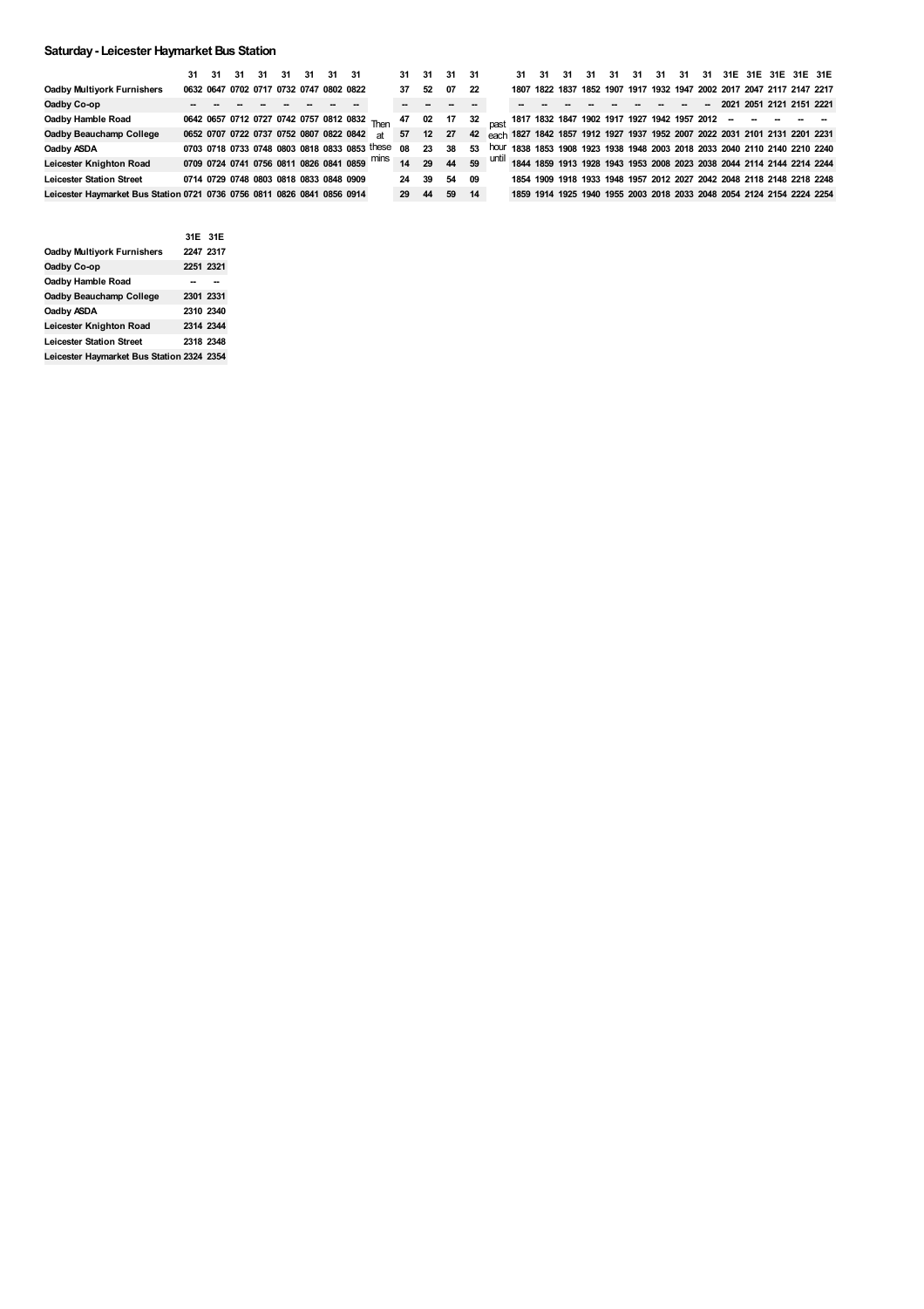## Saturday - Leicester Haymarket Bus Station

| | 31 | 31 | 31 | 31 | 31 | 31 | 31 | 31 | | 31 | 31 | 31 | 31 | | 31 | 31 | 31 | 31 | 31 | 31 | 31 | 31 | 31 | 31E | 31E | 31E | 31E | 31E |
|---|---|---|---|---|---|---|---|---|---|---|---|---|---|---|---|---|---|---|---|---|---|---|---|---|---|---|---|---|
| Oadby Multiyork Furnishers | 0632 | 0647 | 0702 | 0717 | 0732 | 0747 | 0802 | 0822 | | 37 | 52 | 07 | 22 | | 1807 | 1822 | 1837 | 1852 | 1907 | 1917 | 1932 | 1947 | 2002 | 2017 | 2047 | 2117 | 2147 | 2217 |
| Oadby Co-op | -- | -- | -- | -- | -- | -- | -- | -- | | -- | -- | -- | -- | | -- | -- | -- | -- | -- | -- | -- | -- | -- | 2021 | 2051 | 2121 | 2151 | 2221 |
| Oadby Hamble Road | 0642 | 0657 | 0712 | 0727 | 0742 | 0757 | 0812 | 0832 | Then | 47 | 02 | 17 | 32 | past | 1817 | 1832 | 1847 | 1902 | 1917 | 1927 | 1942 | 1957 | 2012 | -- | -- | -- | -- | -- |
| Oadby Beauchamp College | 0652 | 0707 | 0722 | 0737 | 0752 | 0807 | 0822 | 0842 | at | 57 | 12 | 27 | 42 | each | 1827 | 1842 | 1857 | 1912 | 1927 | 1937 | 1952 | 2007 | 2022 | 2031 | 2101 | 2131 | 2201 | 2231 |
| Oadby ASDA | 0703 | 0718 | 0733 | 0748 | 0803 | 0818 | 0833 | 0853 | these | 08 | 23 | 38 | 53 | hour | 1838 | 1853 | 1908 | 1923 | 1938 | 1948 | 2003 | 2018 | 2033 | 2040 | 2110 | 2140 | 2210 | 2240 |
| Leicester Knighton Road | 0709 | 0724 | 0741 | 0756 | 0811 | 0826 | 0841 | 0859 | mins | 14 | 29 | 44 | 59 | until | 1844 | 1859 | 1913 | 1928 | 1943 | 1953 | 2008 | 2023 | 2038 | 2044 | 2114 | 2144 | 2214 | 2244 |
| Leicester Station Street | 0714 | 0729 | 0748 | 0803 | 0818 | 0833 | 0848 | 0909 | | 24 | 39 | 54 | 09 | | 1854 | 1909 | 1918 | 1933 | 1948 | 1957 | 2012 | 2027 | 2042 | 2048 | 2118 | 2148 | 2218 | 2248 |
| Leicester Haymarket Bus Station | 0721 | 0736 | 0756 | 0811 | 0826 | 0841 | 0856 | 0914 | | 29 | 44 | 59 | 14 | | 1859 | 1914 | 1925 | 1940 | 1955 | 2003 | 2018 | 2033 | 2048 | 2054 | 2124 | 2154 | 2224 | 2254 |

| | 31E | 31E |
|---|---|---|
| Oadby Multiyork Furnishers | 2247 | 2317 |
| Oadby Co-op | 2251 | 2321 |
| Oadby Hamble Road | -- | -- |
| Oadby Beauchamp College | 2301 | 2331 |
| Oadby ASDA | 2310 | 2340 |
| Leicester Knighton Road | 2314 | 2344 |
| Leicester Station Street | 2318 | 2348 |
| Leicester Haymarket Bus Station | 2324 | 2354 |